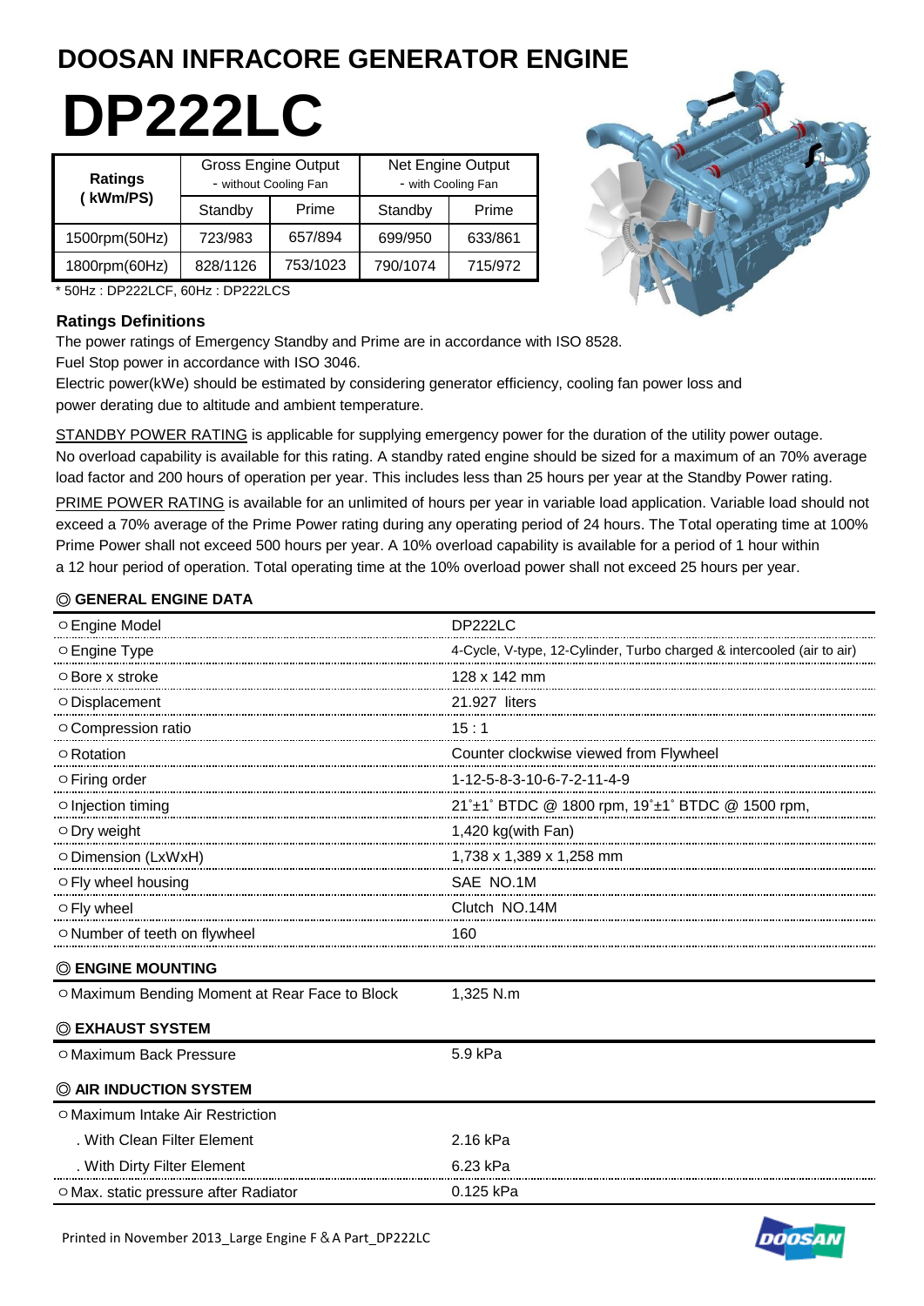# DOOSAN INFRACORE GENERATOR ENGINE

# DP222LC

| Ratings ( kWm/PS) | Gross Engine Output - without Cooling Fan | | Net Engine Output - with Cooling Fan | |
|---|---|---|---|---|
| | Standby | Prime | Standby | Prime |
| 1500rpm(50Hz) | 723/983 | 657/894 | 699/950 | 633/861 |
| 1800rpm(60Hz) | 828/1126 | 753/1023 | 790/1074 | 715/972 |

* 50Hz : DP222LCF, 60Hz : DP222LCS

### Ratings Definitions

The power ratings of Emergency Standby and Prime are in accordance with ISO 8528.
Fuel Stop power in accordance with ISO 3046.
Electric power(kWe) should be estimated by considering generator efficiency, cooling fan power loss and power derating due to altitude and ambient temperature.

STANDBY POWER RATING is applicable for supplying emergency power for the duration of the utility power outage. No overload capability is available for this rating. A standby rated engine should be sized for a maximum of an 70% average load factor and 200 hours of operation per year. This includes less than 25 hours per year at the Standby Power rating.

PRIME POWER RATING is available for an unlimited of hours per year in variable load application. Variable load should not exceed a 70% average of the Prime Power rating during any operating period of 24 hours. The Total operating time at 100% Prime Power shall not exceed 500 hours per year. A 10% overload capability is available for a period of 1 hour within a 12 hour period of operation. Total operating time at the 10% overload power shall not exceed 25 hours per year.

### ◎ GENERAL ENGINE DATA

| | |
|---|---|
| ○ Engine Model | DP222LC |
| ○ Engine Type | 4-Cycle, V-type, 12-Cylinder, Turbo charged & intercooled (air to air) |
| ○ Bore x stroke | 128 x 142 mm |
| ○ Displacement | 21.927 liters |
| ○ Compression ratio | 15 : 1 |
| ○ Rotation | Counter clockwise viewed from Flywheel |
| ○ Firing order | 1-12-5-8-3-10-6-7-2-11-4-9 |
| ○ Injection timing | 21˚±1˚ BTDC @ 1800 rpm, 19˚±1˚ BTDC @ 1500 rpm, |
| ○ Dry weight | 1,420 kg(with Fan) |
| ○ Dimension (LxWxH) | 1,738 x 1,389 x 1,258 mm |
| ○ Fly wheel housing | SAE NO.1M |
| ○ Fly wheel | Clutch NO.14M |
| ○ Number of teeth on flywheel | 160 |

### ◎ ENGINE MOUNTING

| | |
|---|---|
| ○ Maximum Bending Moment at Rear Face to Block | 1,325 N.m |

### ◎ EXHAUST SYSTEM

| | |
|---|---|
| ○ Maximum Back Pressure | 5.9 kPa |

### ◎ AIR INDUCTION SYSTEM

| | |
|---|---|
| ○ Maximum Intake Air Restriction | |
| . With Clean Filter Element | 2.16 kPa |
| . With Dirty Filter Element | 6.23 kPa |
| ○ Max. static pressure after Radiator | 0.125 kPa |

Printed in November 2013_Large Engine F＆A Part_DP222LC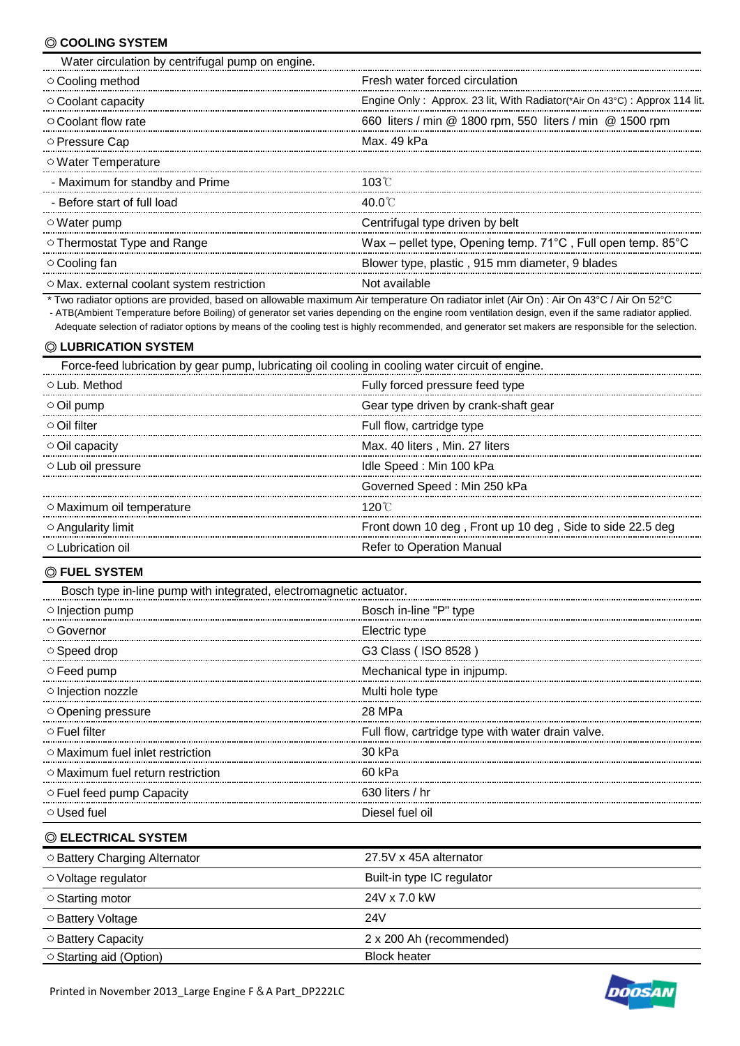## ◎ COOLING SYSTEM

| Water circulation by centrifugal pump on engine. | |
|---|---|
| ○ Cooling method | Fresh water forced circulation |
| ○ Coolant capacity | Engine Only : Approx. 23 lit, With Radiator(*Air On 43°C) : Approx 114 lit. |
| ○ Coolant flow rate | 660 liters / min @ 1800 rpm, 550 liters / min @ 1500 rpm |
| ○ Pressure Cap | Max. 49 kPa |
| ○ Water Temperature | |
| - Maximum for standby and Prime | 103℃ |
| - Before start of full load | 40.0℃ |
| ○ Water pump | Centrifugal type driven by belt |
| ○ Thermostat Type and Range | Wax – pellet type, Opening temp. 71°C , Full open temp. 85°C |
| ○ Cooling fan | Blower type, plastic , 915 mm diameter, 9 blades |
| ○ Max. external coolant system restriction | Not available |

* Two radiator options are provided, based on allowable maximum Air temperature On radiator inlet (Air On) : Air On 43°C / Air On 52°C
- ATB(Ambient Temperature before Boiling) of generator set varies depending on the engine room ventilation design, even if the same radiator applied. Adequate selection of radiator options by means of the cooling test is highly recommended, and generator set makers are responsible for the selection.

## ◎ LUBRICATION SYSTEM

| Force-feed lubrication by gear pump, lubricating oil cooling in cooling water circuit of engine. | |
|---|---|
| ○ Lub. Method | Fully forced pressure feed type |
| ○ Oil pump | Gear type driven by crank-shaft gear |
| ○ Oil filter | Full flow, cartridge type |
| ○ Oil capacity | Max. 40 liters , Min. 27 liters |
| ○ Lub oil pressure | Idle Speed : Min 100 kPa |
| | Governed Speed : Min 250 kPa |
| ○ Maximum oil temperature | 120℃ |
| ○ Angularity limit | Front down 10 deg , Front up 10 deg , Side to side 22.5 deg |
| ○ Lubrication oil | Refer to Operation Manual |

## ◎ FUEL SYSTEM

| Bosch type in-line pump with integrated, electromagnetic actuator. | |
|---|---|
| ○ Injection pump | Bosch in-line "P" type |
| ○ Governor | Electric type |
| ○ Speed drop | G3 Class ( ISO 8528 ) |
| ○ Feed pump | Mechanical type in injpump. |
| ○ Injection nozzle | Multi hole type |
| ○ Opening pressure | 28 MPa |
| ○ Fuel filter | Full flow, cartridge type with water drain valve. |
| ○ Maximum fuel inlet restriction | 30 kPa |
| ○ Maximum fuel return restriction | 60 kPa |
| ○ Fuel feed pump Capacity | 630 liters / hr |
| ○ Used fuel | Diesel fuel oil |

## ◎ ELECTRICAL SYSTEM

| | |
|---|---|
| ○ Battery Charging Alternator | 27.5V x 45A alternator |
| ○ Voltage regulator | Built-in type IC regulator |
| ○ Starting motor | 24V x 7.0 kW |
| ○ Battery Voltage | 24V |
| ○ Battery Capacity | 2 x 200 Ah (recommended) |
| ○ Starting aid (Option) | Block heater |

Printed in November 2013_Large Engine F & A Part_DP222LC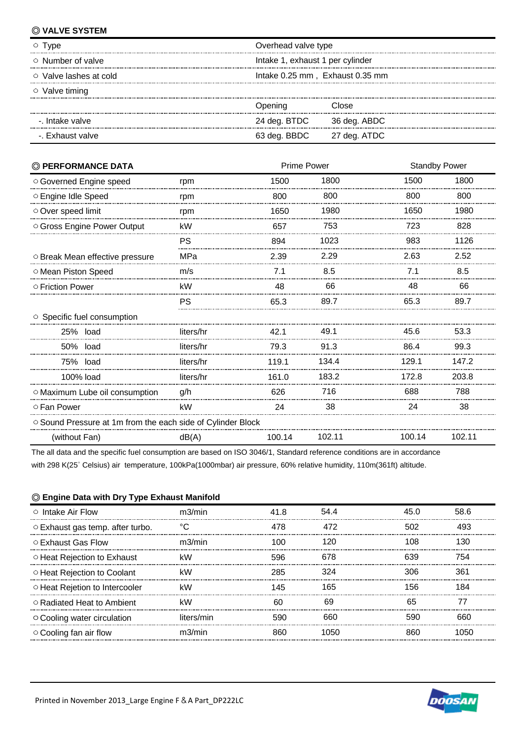## ◎ VALVE SYSTEM

| | | |
|---|---|---|
| ○ Type | Overhead valve type | |
| ○ Number of valve | Intake 1, exhaust 1 per cylinder | |
| ○ Valve lashes at cold | Intake 0.25 mm , Exhaust 0.35 mm | |
| ○ Valve timing | | |
| | Opening | Close |
| -. Intake valve | 24 deg. BTDC | 36 deg. ABDC |
| -. Exhaust valve | 63 deg. BBDC | 27 deg. ATDC |

## ◎ PERFORMANCE DATA

| | | Prime Power | | Standby Power | |
|---|---|---|---|---|---|
| ○ Governed Engine speed | rpm | 1500 | 1800 | 1500 | 1800 |
| ○ Engine Idle Speed | rpm | 800 | 800 | 800 | 800 |
| ○ Over speed limit | rpm | 1650 | 1980 | 1650 | 1980 |
| ○ Gross Engine Power Output | kW | 657 | 753 | 723 | 828 |
| | PS | 894 | 1023 | 983 | 1126 |
| ○ Break Mean effective pressure | MPa | 2.39 | 2.29 | 2.63 | 2.52 |
| ○ Mean Piston Speed | m/s | 7.1 | 8.5 | 7.1 | 8.5 |
| ○ Friction Power | kW | 48 | 66 | 48 | 66 |
| | PS | 65.3 | 89.7 | 65.3 | 89.7 |
| ○ Specific fuel consumption | | | | | |
| 25% load | liters/hr | 42.1 | 49.1 | 45.6 | 53.3 |
| 50% load | liters/hr | 79.3 | 91.3 | 86.4 | 99.3 |
| 75% load | liters/hr | 119.1 | 134.4 | 129.1 | 147.2 |
| 100% load | liters/hr | 161.0 | 183.2 | 172.8 | 203.8 |
| ○ Maximum Lube oil consumption | g/h | 626 | 716 | 688 | 788 |
| ○ Fan Power | kW | 24 | 38 | 24 | 38 |
| ○ Sound Pressure at 1m from the each side of Cylinder Block | | | | | |
| (without Fan) | dB(A) | 100.14 | 102.11 | 100.14 | 102.11 |

The all data and the specific fuel consumption are based on ISO 3046/1, Standard reference conditions are in accordance with 298 K(25° Celsius) air temperature, 100kPa(1000mbar) air pressure, 60% relative humidity, 110m(361ft) altitude.

## ◎ Engine Data with Dry Type Exhaust Manifold

| | | | | | |
|---|---|---|---|---|---|
| ○ Intake Air Flow | m3/min | 41.8 | 54.4 | 45.0 | 58.6 |
| ○ Exhaust gas temp. after turbo. | °C | 478 | 472 | 502 | 493 |
| ○ Exhaust Gas Flow | m3/min | 100 | 120 | 108 | 130 |
| ○ Heat Rejection to Exhaust | kW | 596 | 678 | 639 | 754 |
| ○ Heat Rejection to Coolant | kW | 285 | 324 | 306 | 361 |
| ○ Heat Rejetion to Intercooler | kW | 145 | 165 | 156 | 184 |
| ○ Radiated Heat to Ambient | kW | 60 | 69 | 65 | 77 |
| ○ Cooling water circulation | liters/min | 590 | 660 | 590 | 660 |
| ○ Cooling fan air flow | m3/min | 860 | 1050 | 860 | 1050 |

Printed in November 2013_Large Engine F＆A Part_DP222LC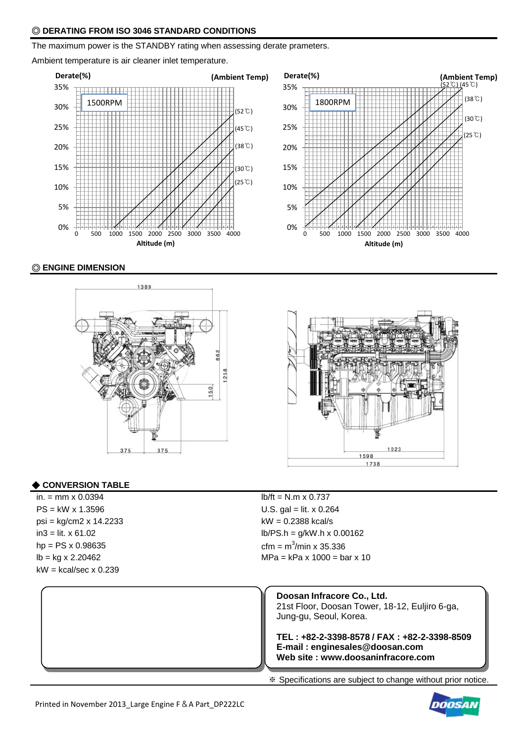## ◎ DERATING FROM ISO 3046 STANDARD CONDITIONS

The maximum power is the STANDBY rating when assessing derate prameters.

Ambient temperature is air cleaner inlet temperature.

Derate(%)
(Ambient Temp)
1500RPM
35%
30%
25%
20%
15%
10%
5%
0%
(52℃)
(45℃)
(38℃)
(30℃)
(25℃)
0 500 1000 1500 2000 2500 3000 3500 4000
Altitude (m)

Derate(%)
(Ambient Temp)
1800RPM
35%
30%
25%
20%
15%
10%
5%
0%
(52℃) (45℃)
(38℃)
(30℃)
(25℃)
0 500 1000 1500 2000 2500 3000 3500 4000
Altitude (m)

## ◎ ENGINE DIMENSION

1389
862
1258
150
375 375

1023
1598
1738

## ◆ CONVERSION TABLE

in. = mm x 0.0394
PS = kW x 1.3596
psi = kg/cm2 x 14.2233
in3 = lit. x 61.02
hp = PS x 0.98635
lb = kg x 2.20462
kW = kcal/sec x 0.239

lb/ft = N.m x 0.737
U.S. gal = lit. x 0.264
kW = 0.2388 kcal/s
lb/PS.h = g/kW.h x 0.00162
cfm = $m^3$/min x 35.336
MPa = kPa x 1000 = bar x 10

**Doosan Infracore Co., Ltd.**
21st Floor, Doosan Tower, 18-12, Euljiro 6-ga,
Jung-gu, Seoul, Korea.

**TEL : +82-2-3398-8578 / FAX : +82-2-3398-8509**
**E-mail : enginesales@doosan.com**
**Web site : www.doosaninfracore.com**

※ Specifications are subject to change without prior notice.

Printed in November 2013_Large Engine F & A Part_DP222LC